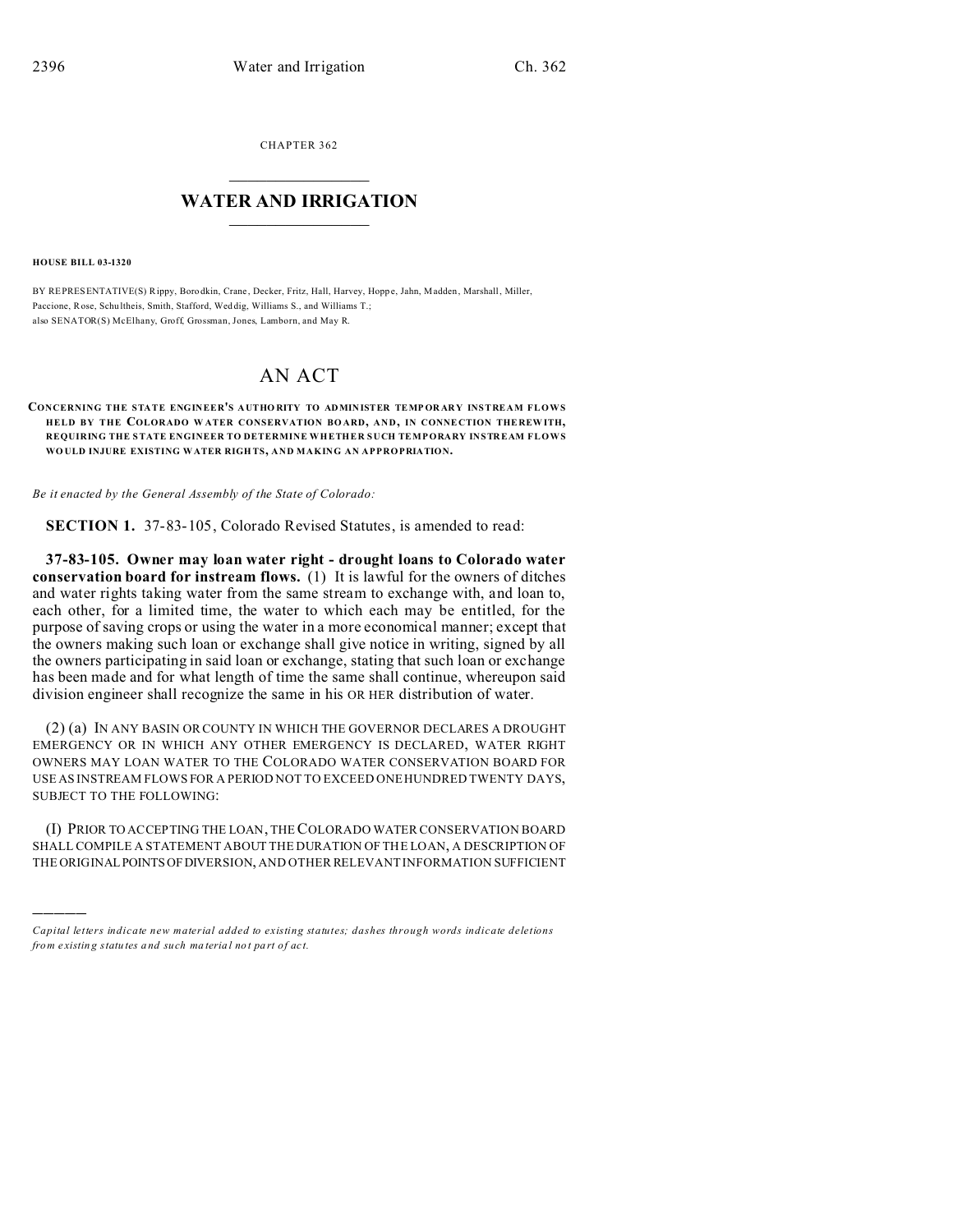CHAPTER 362

# WATER AND IRRIGATION

**HOUSE BILL 03-1320**

BY REPRESENTATIVE(S) Rippy, Borodkin, Crane, Decker, Fritz, Hall, Harvey, Hoppe, Jahn, Madden, Marshall, Miller, Paccione, Rose, Schultheis, Smith, Stafford, Weddig, Williams S., and Williams T.;
also SENATOR(S) McElhany, Groff, Grossman, Jones, Lamborn, and May R.

# AN ACT

**CONCERNING THE STATE ENGINEER'S AUTHORITY TO ADMINISTER TEMPORARY INSTREAM FLOWS HELD BY THE COLORADO WATER CONSERVATION BOARD, AND, IN CONNECTION THEREWITH, REQUIRING THE STATE ENGINEER TO DETERMINE WHETHER SUCH TEMPORARY INSTREAM FLOWS WOULD INJURE EXISTING WATER RIGHTS, AND MAKING AN APPROPRIATION.**

*Be it enacted by the General Assembly of the State of Colorado:*

**SECTION 1.** 37-83-105, Colorado Revised Statutes, is amended to read:

**37-83-105. Owner may loan water right - drought loans to Colorado water conservation board for instream flows.** (1) It is lawful for the owners of ditches and water rights taking water from the same stream to exchange with, and loan to, each other, for a limited time, the water to which each may be entitled, for the purpose of saving crops or using the water in a more economical manner; except that the owners making such loan or exchange shall give notice in writing, signed by all the owners participating in said loan or exchange, stating that such loan or exchange has been made and for what length of time the same shall continue, whereupon said division engineer shall recognize the same in his OR HER distribution of water.

(2) (a) IN ANY BASIN OR COUNTY IN WHICH THE GOVERNOR DECLARES A DROUGHT EMERGENCY OR IN WHICH ANY OTHER EMERGENCY IS DECLARED, WATER RIGHT OWNERS MAY LOAN WATER TO THE COLORADO WATER CONSERVATION BOARD FOR USE AS INSTREAM FLOWS FOR A PERIOD NOT TO EXCEED ONE HUNDRED TWENTY DAYS, SUBJECT TO THE FOLLOWING:

(I) PRIOR TO ACCEPTING THE LOAN, THE COLORADO WATER CONSERVATION BOARD SHALL COMPILE A STATEMENT ABOUT THE DURATION OF THE LOAN, A DESCRIPTION OF THE ORIGINAL POINTS OF DIVERSION, AND OTHER RELEVANT INFORMATION SUFFICIENT

---

*Capital letters indicate new material added to existing statutes; dashes through words indicate deletions from existing statutes and such material not part of act.*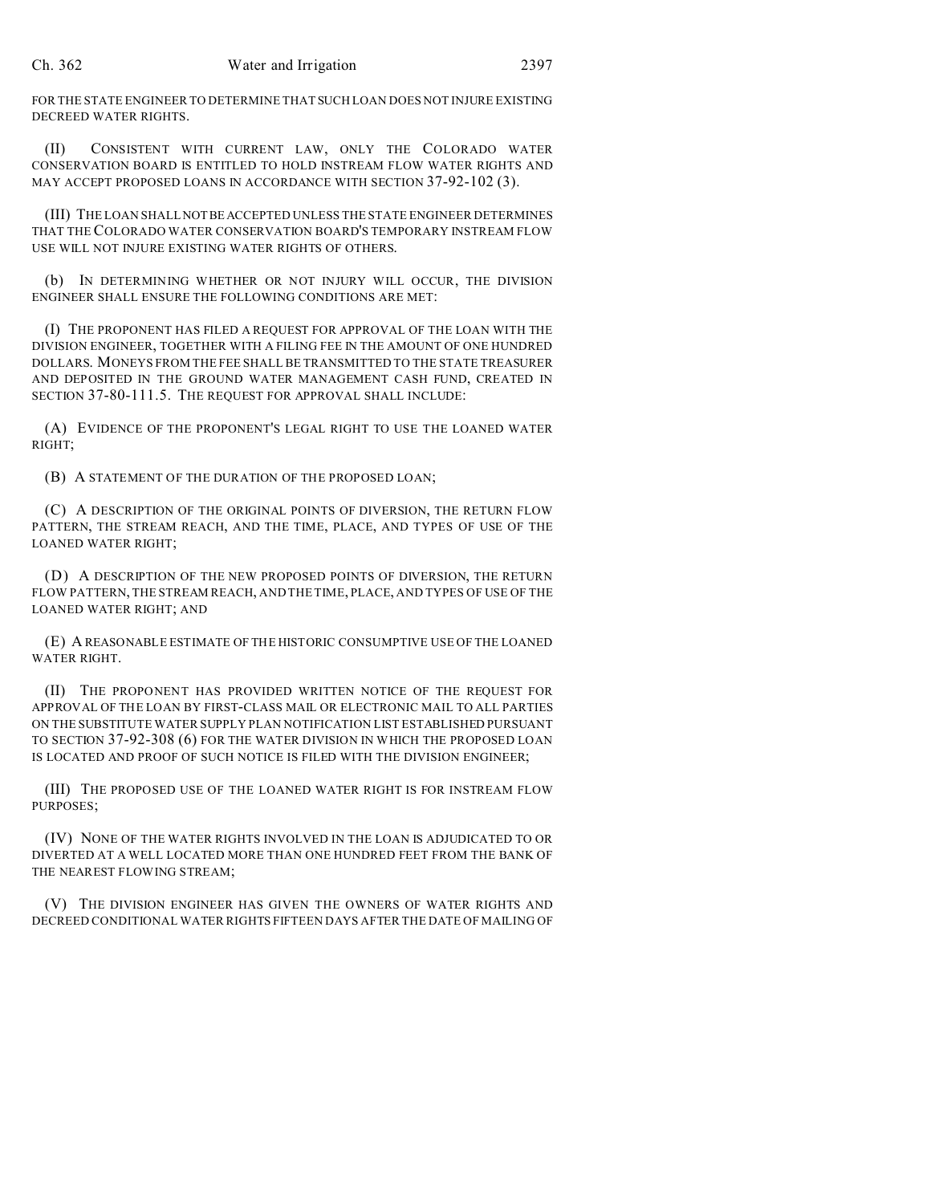FOR THE STATE ENGINEER TO DETERMINE THAT SUCH LOAN DOES NOT INJURE EXISTING DECREED WATER RIGHTS.

(II) CONSISTENT WITH CURRENT LAW, ONLY THE COLORADO WATER CONSERVATION BOARD IS ENTITLED TO HOLD INSTREAM FLOW WATER RIGHTS AND MAY ACCEPT PROPOSED LOANS IN ACCORDANCE WITH SECTION 37-92-102 (3).

(III) THE LOAN SHALL NOT BE ACCEPTED UNLESS THE STATE ENGINEER DETERMINES THAT THE COLORADO WATER CONSERVATION BOARD'S TEMPORARY INSTREAM FLOW USE WILL NOT INJURE EXISTING WATER RIGHTS OF OTHERS.

(b) IN DETERMINING WHETHER OR NOT INJURY WILL OCCUR, THE DIVISION ENGINEER SHALL ENSURE THE FOLLOWING CONDITIONS ARE MET:

(I) THE PROPONENT HAS FILED A REQUEST FOR APPROVAL OF THE LOAN WITH THE DIVISION ENGINEER, TOGETHER WITH A FILING FEE IN THE AMOUNT OF ONE HUNDRED DOLLARS. MONEYS FROM THE FEE SHALL BE TRANSMITTED TO THE STATE TREASURER AND DEPOSITED IN THE GROUND WATER MANAGEMENT CASH FUND, CREATED IN SECTION 37-80-111.5. THE REQUEST FOR APPROVAL SHALL INCLUDE:

(A) EVIDENCE OF THE PROPONENT'S LEGAL RIGHT TO USE THE LOANED WATER RIGHT;

(B) A STATEMENT OF THE DURATION OF THE PROPOSED LOAN;

(C) A DESCRIPTION OF THE ORIGINAL POINTS OF DIVERSION, THE RETURN FLOW PATTERN, THE STREAM REACH, AND THE TIME, PLACE, AND TYPES OF USE OF THE LOANED WATER RIGHT;

(D) A DESCRIPTION OF THE NEW PROPOSED POINTS OF DIVERSION, THE RETURN FLOW PATTERN, THE STREAM REACH, AND THE TIME, PLACE, AND TYPES OF USE OF THE LOANED WATER RIGHT; AND

(E) A REASONABLE ESTIMATE OF THE HISTORIC CONSUMPTIVE USE OF THE LOANED WATER RIGHT.

(II) THE PROPONENT HAS PROVIDED WRITTEN NOTICE OF THE REQUEST FOR APPROVAL OF THE LOAN BY FIRST-CLASS MAIL OR ELECTRONIC MAIL TO ALL PARTIES ON THE SUBSTITUTE WATER SUPPLY PLAN NOTIFICATION LIST ESTABLISHED PURSUANT TO SECTION 37-92-308 (6) FOR THE WATER DIVISION IN WHICH THE PROPOSED LOAN IS LOCATED AND PROOF OF SUCH NOTICE IS FILED WITH THE DIVISION ENGINEER;

(III) THE PROPOSED USE OF THE LOANED WATER RIGHT IS FOR INSTREAM FLOW PURPOSES;

(IV) NONE OF THE WATER RIGHTS INVOLVED IN THE LOAN IS ADJUDICATED TO OR DIVERTED AT A WELL LOCATED MORE THAN ONE HUNDRED FEET FROM THE BANK OF THE NEAREST FLOWING STREAM;

(V) THE DIVISION ENGINEER HAS GIVEN THE OWNERS OF WATER RIGHTS AND DECREED CONDITIONAL WATER RIGHTS FIFTEEN DAYS AFTER THE DATE OF MAILING OF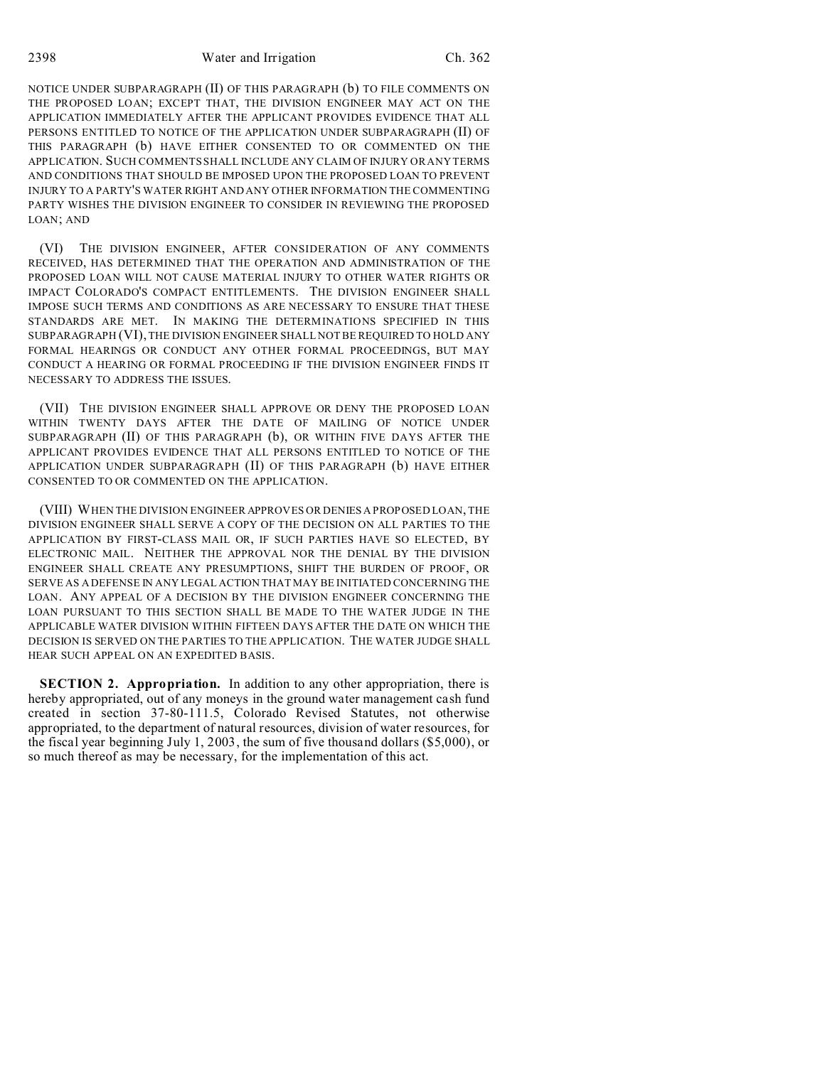NOTICE UNDER SUBPARAGRAPH (II) OF THIS PARAGRAPH (b) TO FILE COMMENTS ON THE PROPOSED LOAN; EXCEPT THAT, THE DIVISION ENGINEER MAY ACT ON THE APPLICATION IMMEDIATELY AFTER THE APPLICANT PROVIDES EVIDENCE THAT ALL PERSONS ENTITLED TO NOTICE OF THE APPLICATION UNDER SUBPARAGRAPH (II) OF THIS PARAGRAPH (b) HAVE EITHER CONSENTED TO OR COMMENTED ON THE APPLICATION. SUCH COMMENTS SHALL INCLUDE ANY CLAIM OF INJURY OR ANY TERMS AND CONDITIONS THAT SHOULD BE IMPOSED UPON THE PROPOSED LOAN TO PREVENT INJURY TO A PARTY'S WATER RIGHT AND ANY OTHER INFORMATION THE COMMENTING PARTY WISHES THE DIVISION ENGINEER TO CONSIDER IN REVIEWING THE PROPOSED LOAN; AND

(VI) THE DIVISION ENGINEER, AFTER CONSIDERATION OF ANY COMMENTS RECEIVED, HAS DETERMINED THAT THE OPERATION AND ADMINISTRATION OF THE PROPOSED LOAN WILL NOT CAUSE MATERIAL INJURY TO OTHER WATER RIGHTS OR IMPACT COLORADO'S COMPACT ENTITLEMENTS. THE DIVISION ENGINEER SHALL IMPOSE SUCH TERMS AND CONDITIONS AS ARE NECESSARY TO ENSURE THAT THESE STANDARDS ARE MET. IN MAKING THE DETERMINATIONS SPECIFIED IN THIS SUBPARAGRAPH (VI), THE DIVISION ENGINEER SHALL NOT BE REQUIRED TO HOLD ANY FORMAL HEARINGS OR CONDUCT ANY OTHER FORMAL PROCEEDINGS, BUT MAY CONDUCT A HEARING OR FORMAL PROCEEDING IF THE DIVISION ENGINEER FINDS IT NECESSARY TO ADDRESS THE ISSUES.

(VII) THE DIVISION ENGINEER SHALL APPROVE OR DENY THE PROPOSED LOAN WITHIN TWENTY DAYS AFTER THE DATE OF MAILING OF NOTICE UNDER SUBPARAGRAPH (II) OF THIS PARAGRAPH (b), OR WITHIN FIVE DAYS AFTER THE APPLICANT PROVIDES EVIDENCE THAT ALL PERSONS ENTITLED TO NOTICE OF THE APPLICATION UNDER SUBPARAGRAPH (II) OF THIS PARAGRAPH (b) HAVE EITHER CONSENTED TO OR COMMENTED ON THE APPLICATION.

(VIII) WHEN THE DIVISION ENGINEER APPROVES OR DENIES A PROPOSED LOAN, THE DIVISION ENGINEER SHALL SERVE A COPY OF THE DECISION ON ALL PARTIES TO THE APPLICATION BY FIRST-CLASS MAIL OR, IF SUCH PARTIES HAVE SO ELECTED, BY ELECTRONIC MAIL. NEITHER THE APPROVAL NOR THE DENIAL BY THE DIVISION ENGINEER SHALL CREATE ANY PRESUMPTIONS, SHIFT THE BURDEN OF PROOF, OR SERVE AS A DEFENSE IN ANY LEGAL ACTION THAT MAY BE INITIATED CONCERNING THE LOAN. ANY APPEAL OF A DECISION BY THE DIVISION ENGINEER CONCERNING THE LOAN PURSUANT TO THIS SECTION SHALL BE MADE TO THE WATER JUDGE IN THE APPLICABLE WATER DIVISION WITHIN FIFTEEN DAYS AFTER THE DATE ON WHICH THE DECISION IS SERVED ON THE PARTIES TO THE APPLICATION. THE WATER JUDGE SHALL HEAR SUCH APPEAL ON AN EXPEDITED BASIS.

**SECTION 2. Appropriation.** In addition to any other appropriation, there is hereby appropriated, out of any moneys in the ground water management cash fund created in section 37-80-111.5, Colorado Revised Statutes, not otherwise appropriated, to the department of natural resources, division of water resources, for the fiscal year beginning July 1, 2003, the sum of five thousand dollars ($5,000), or so much thereof as may be necessary, for the implementation of this act.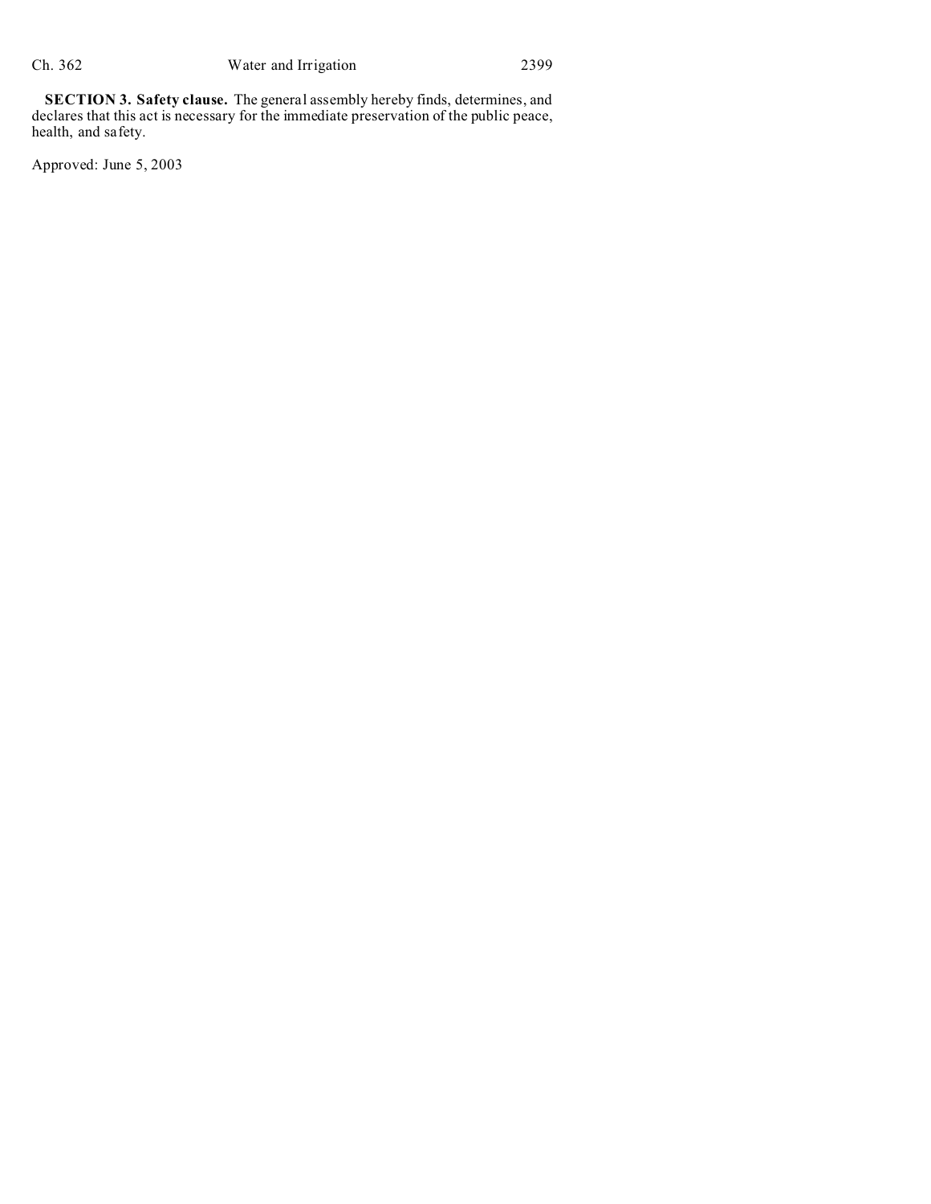**SECTION 3. Safety clause.** The general assembly hereby finds, determines, and declares that this act is necessary for the immediate preservation of the public peace, health, and safety.

Approved: June 5, 2003